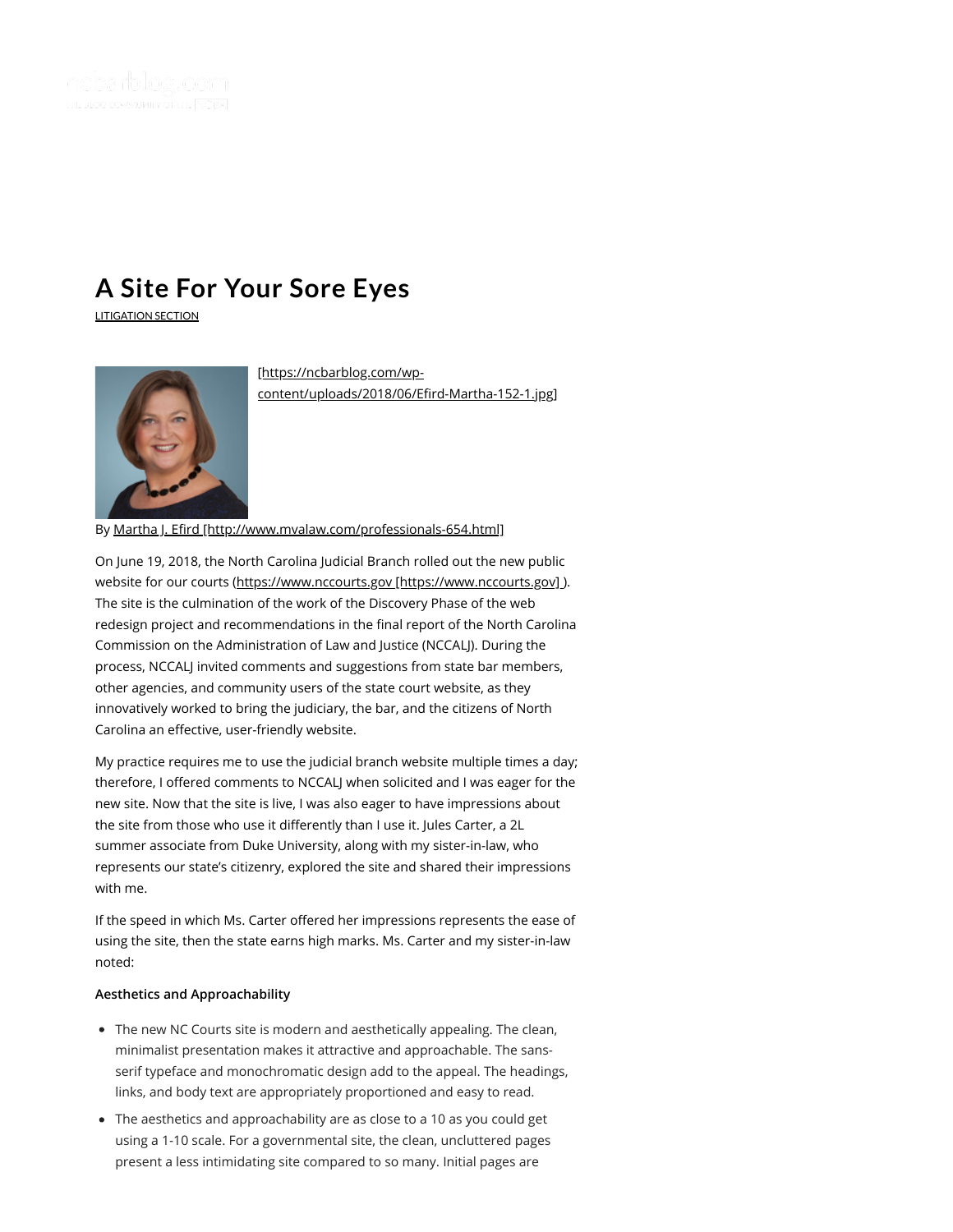# A Site For Your Sore Eyes

LITIGATION SECTION

[https://ncbarblog.com/wp-content/uploads/2018/06/Efird-Martha-152-1.jpg]

By Martha J. Efird [http://www.mvalaw.com/professionals-654.html]

On June 19, 2018, the North Carolina Judicial Branch rolled out the new public website for our courts (https://www.nccourts.gov [https://www.nccourts.gov] ). The site is the culmination of the work of the Discovery Phase of the web redesign project and recommendations in the final report of the North Carolina Commission on the Administration of Law and Justice (NCCALJ). During the process, NCCALJ invited comments and suggestions from state bar members, other agencies, and community users of the state court website, as they innovatively worked to bring the judiciary, the bar, and the citizens of North Carolina an effective, user-friendly website.

My practice requires me to use the judicial branch website multiple times a day; therefore, I offered comments to NCCALJ when solicited and I was eager for the new site. Now that the site is live, I was also eager to have impressions about the site from those who use it differently than I use it. Jules Carter, a 2L summer associate from Duke University, along with my sister-in-law, who represents our state's citizenry, explored the site and shared their impressions with me.

If the speed in which Ms. Carter offered her impressions represents the ease of using the site, then the state earns high marks. Ms. Carter and my sister-in-law noted:

**Aesthetics and Approachability**

- The new NC Courts site is modern and aesthetically appealing. The clean, minimalist presentation makes it attractive and approachable. The sans-serif typeface and monochromatic design add to the appeal. The headings, links, and body text are appropriately proportioned and easy to read.
- The aesthetics and approachability are as close to a 10 as you could get using a 1-10 scale. For a governmental site, the clean, uncluttered pages present a less intimidating site compared to so many. Initial pages are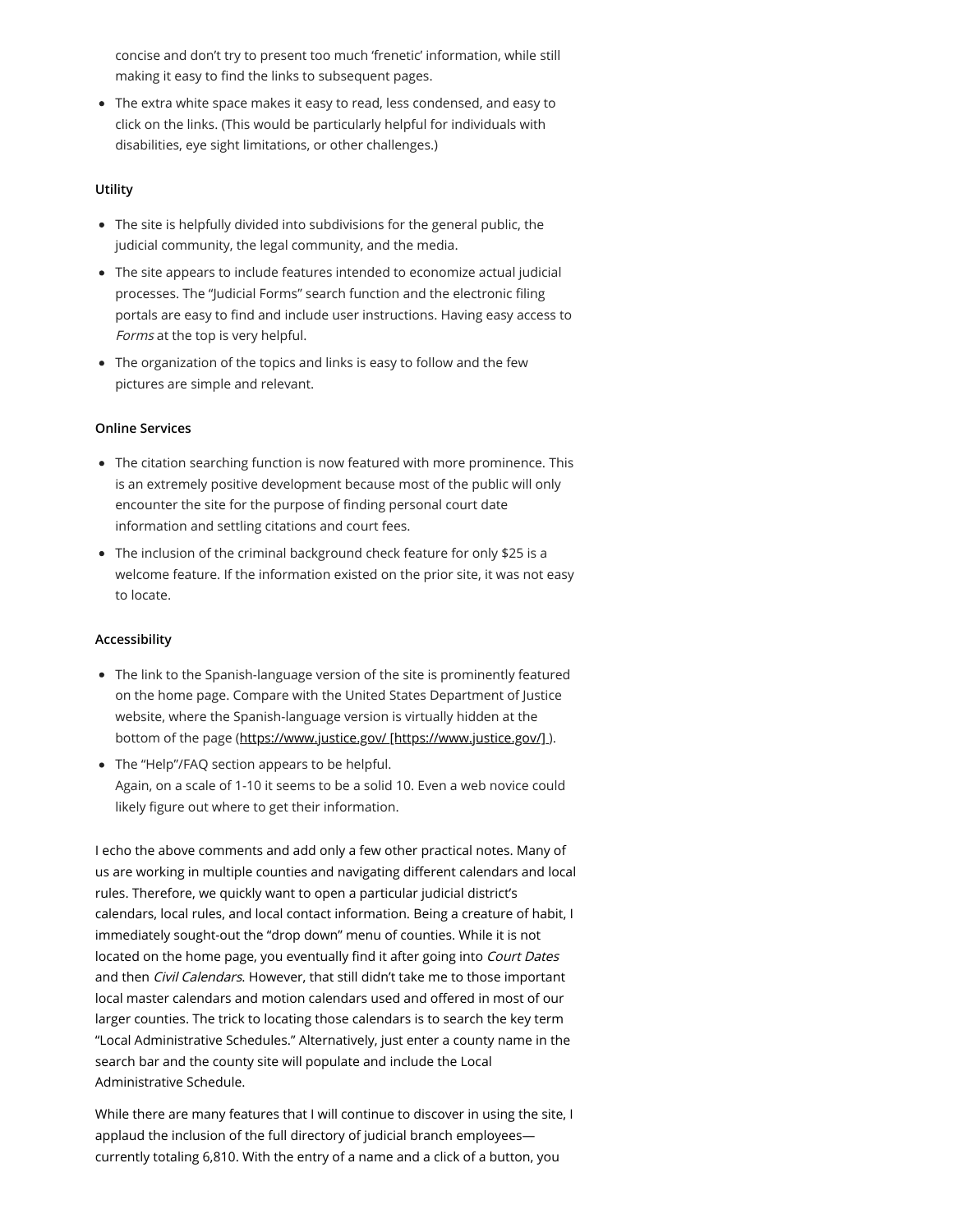concise and don't try to present too much 'frenetic' information, while still making it easy to find the links to subsequent pages.

- The extra white space makes it easy to read, less condensed, and easy to click on the links. (This would be particularly helpful for individuals with disabilities, eye sight limitations, or other challenges.)

**Utility**

- The site is helpfully divided into subdivisions for the general public, the judicial community, the legal community, and the media.
- The site appears to include features intended to economize actual judicial processes. The "Judicial Forms" search function and the electronic filing portals are easy to find and include user instructions. Having easy access to *Forms* at the top is very helpful.
- The organization of the topics and links is easy to follow and the few pictures are simple and relevant.

**Online Services**

- The citation searching function is now featured with more prominence. This is an extremely positive development because most of the public will only encounter the site for the purpose of finding personal court date information and settling citations and court fees.
- The inclusion of the criminal background check feature for only $25 is a welcome feature. If the information existed on the prior site, it was not easy to locate.

**Accessibility**

- The link to the Spanish-language version of the site is prominently featured on the home page. Compare with the United States Department of Justice website, where the Spanish-language version is virtually hidden at the bottom of the page (https://www.justice.gov/ [https://www.justice.gov/] ).
- The "Help"/FAQ section appears to be helpful.
  Again, on a scale of 1-10 it seems to be a solid 10. Even a web novice could likely figure out where to get their information.

I echo the above comments and add only a few other practical notes. Many of us are working in multiple counties and navigating different calendars and local rules. Therefore, we quickly want to open a particular judicial district's calendars, local rules, and local contact information. Being a creature of habit, I immediately sought-out the "drop down" menu of counties. While it is not located on the home page, you eventually find it after going into *Court Dates* and then *Civil Calendars*. However, that still didn't take me to those important local master calendars and motion calendars used and offered in most of our larger counties. The trick to locating those calendars is to search the key term "Local Administrative Schedules." Alternatively, just enter a county name in the search bar and the county site will populate and include the Local Administrative Schedule.

While there are many features that I will continue to discover in using the site, I applaud the inclusion of the full directory of judicial branch employees—currently totaling 6,810. With the entry of a name and a click of a button, you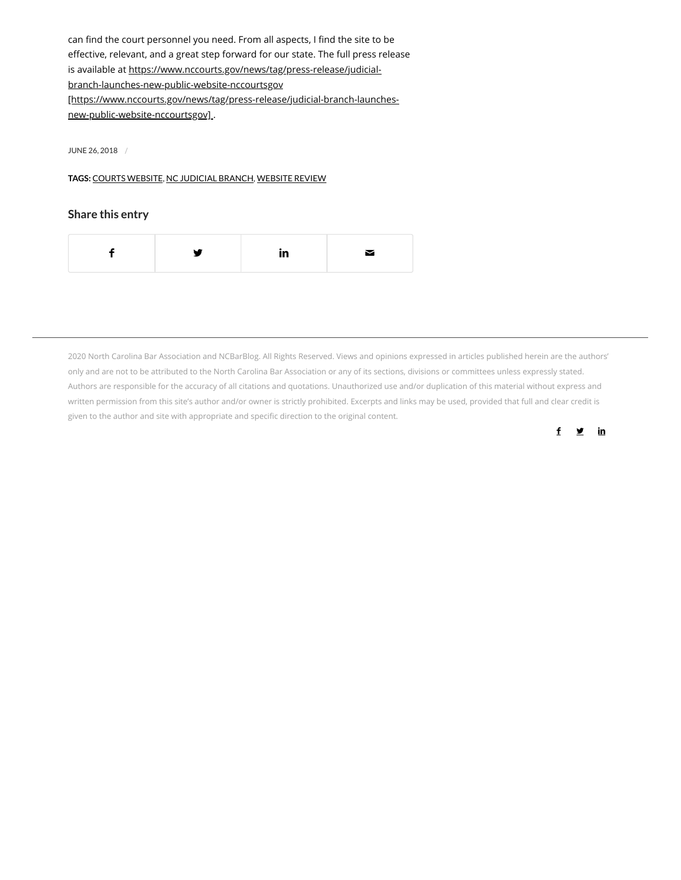can find the court personnel you need. From all aspects, I find the site to be effective, relevant, and a great step forward for our state. The full press release is available at https://www.nccourts.gov/news/tag/press-release/judicial-branch-launches-new-public-website-nccourtsgov [https://www.nccourts.gov/news/tag/press-release/judicial-branch-launches-new-public-website-nccourtsgov] .

JUNE 26, 2018 /

**TAGS:** COURTS WEBSITE, NC JUDICIAL BRANCH, WEBSITE REVIEW

### Share this entry

---

2020 North Carolina Bar Association and NCBarBlog. All Rights Reserved. Views and opinions expressed in articles published herein are the authors' only and are not to be attributed to the North Carolina Bar Association or any of its sections, divisions or committees unless expressly stated. Authors are responsible for the accuracy of all citations and quotations. Unauthorized use and/or duplication of this material without express and written permission from this site's author and/or owner is strictly prohibited. Excerpts and links may be used, provided that full and clear credit is given to the author and site with appropriate and specific direction to the original content.